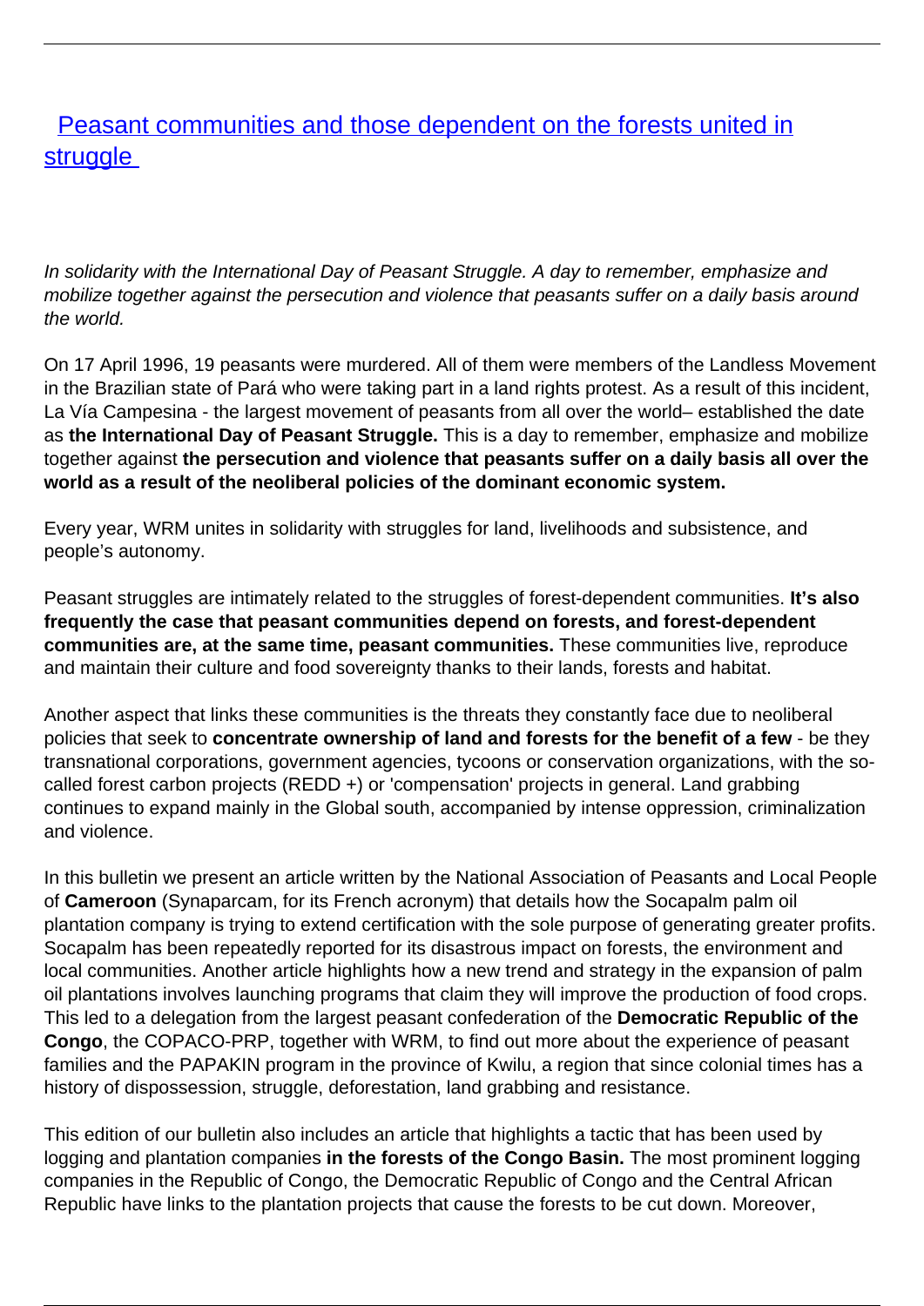# Peasant communities and those dependent on the forests united in struggle

*In solidarity with the International Day of Peasant Struggle. A day to remember, emphasize and mobilize together against the persecution and violence that peasants suffer on a daily basis around the world.*

On 17 April 1996, 19 peasants were murdered. All of them were members of the Landless Movement in the Brazilian state of Pará who were taking part in a land rights protest. As a result of this incident, La Vía Campesina - the largest movement of peasants from all over the world– established the date as **the International Day of Peasant Struggle.** This is a day to remember, emphasize and mobilize together against **the persecution and violence that peasants suffer on a daily basis all over the world as a result of the neoliberal policies of the dominant economic system.**

Every year, WRM unites in solidarity with struggles for land, livelihoods and subsistence, and people's autonomy.

Peasant struggles are intimately related to the struggles of forest-dependent communities. **It's also frequently the case that peasant communities depend on forests, and forest-dependent communities are, at the same time, peasant communities.** These communities live, reproduce and maintain their culture and food sovereignty thanks to their lands, forests and habitat.

Another aspect that links these communities is the threats they constantly face due to neoliberal policies that seek to **concentrate ownership of land and forests for the benefit of a few** - be they transnational corporations, government agencies, tycoons or conservation organizations, with the so-called forest carbon projects (REDD +) or 'compensation' projects in general. Land grabbing continues to expand mainly in the Global south, accompanied by intense oppression, criminalization and violence.

In this bulletin we present an article written by the National Association of Peasants and Local People of **Cameroon** (Synaparcam, for its French acronym) that details how the Socapalm palm oil plantation company is trying to extend certification with the sole purpose of generating greater profits. Socapalm has been repeatedly reported for its disastrous impact on forests, the environment and local communities. Another article highlights how a new trend and strategy in the expansion of palm oil plantations involves launching programs that claim they will improve the production of food crops. This led to a delegation from the largest peasant confederation of the **Democratic Republic of the Congo**, the COPACO-PRP, together with WRM, to find out more about the experience of peasant families and the PAPAKIN program in the province of Kwilu, a region that since colonial times has a history of dispossession, struggle, deforestation, land grabbing and resistance.

This edition of our bulletin also includes an article that highlights a tactic that has been used by logging and plantation companies **in the forests of the Congo Basin.** The most prominent logging companies in the Republic of Congo, the Democratic Republic of Congo and the Central African Republic have links to the plantation projects that cause the forests to be cut down. Moreover,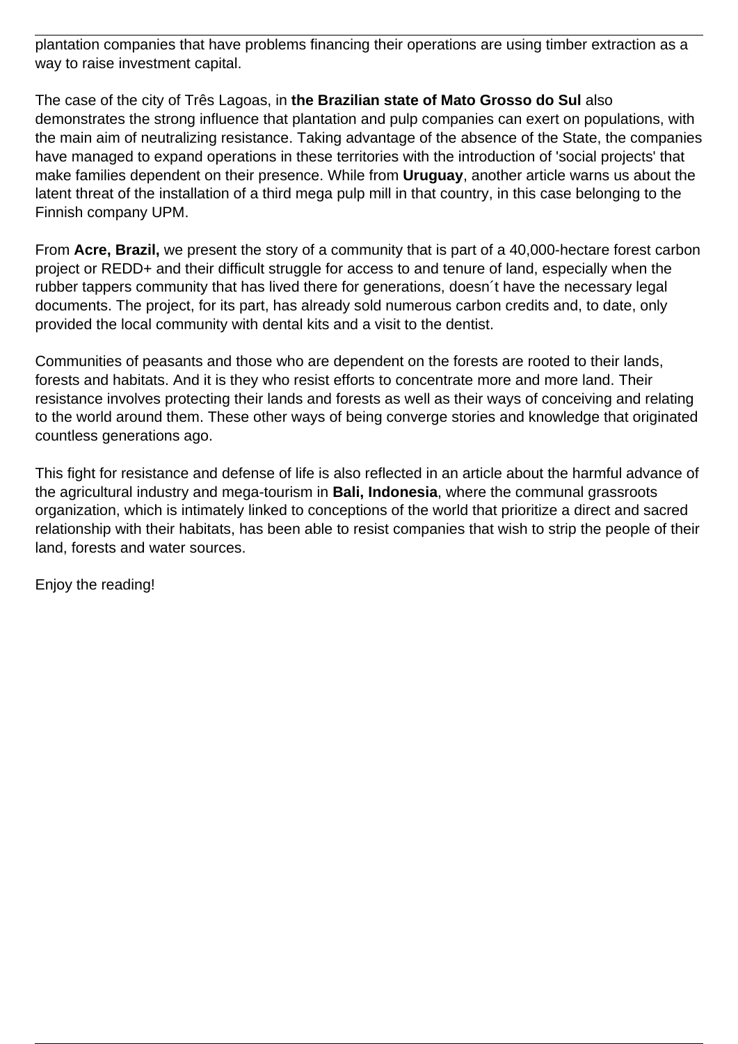plantation companies that have problems financing their operations are using timber extraction as a way to raise investment capital.

The case of the city of Três Lagoas, in **the Brazilian state of Mato Grosso do Sul** also demonstrates the strong influence that plantation and pulp companies can exert on populations, with the main aim of neutralizing resistance. Taking advantage of the absence of the State, the companies have managed to expand operations in these territories with the introduction of 'social projects' that make families dependent on their presence. While from **Uruguay**, another article warns us about the latent threat of the installation of a third mega pulp mill in that country, in this case belonging to the Finnish company UPM.

From **Acre, Brazil,** we present the story of a community that is part of a 40,000-hectare forest carbon project or REDD+ and their difficult struggle for access to and tenure of land, especially when the rubber tappers community that has lived there for generations, doesn´t have the necessary legal documents. The project, for its part, has already sold numerous carbon credits and, to date, only provided the local community with dental kits and a visit to the dentist.

Communities of peasants and those who are dependent on the forests are rooted to their lands, forests and habitats. And it is they who resist efforts to concentrate more and more land. Their resistance involves protecting their lands and forests as well as their ways of conceiving and relating to the world around them. These other ways of being converge stories and knowledge that originated countless generations ago.

This fight for resistance and defense of life is also reflected in an article about the harmful advance of the agricultural industry and mega-tourism in **Bali, Indonesia**, where the communal grassroots organization, which is intimately linked to conceptions of the world that prioritize a direct and sacred relationship with their habitats, has been able to resist companies that wish to strip the people of their land, forests and water sources.

Enjoy the reading!